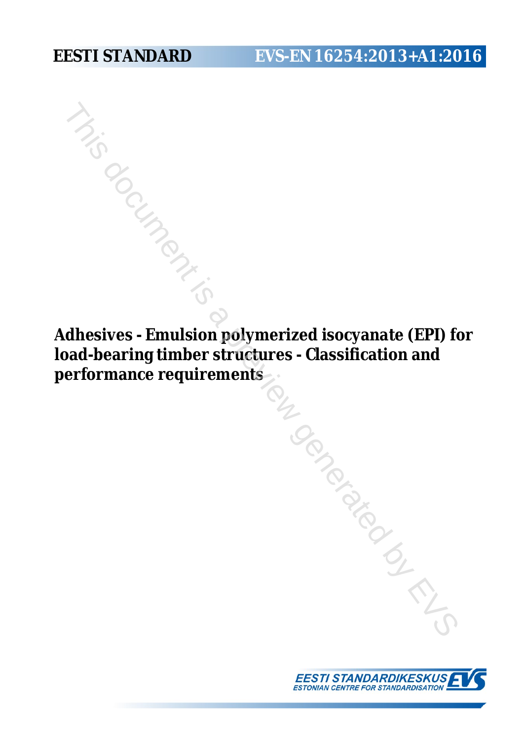EESTI STANDARD EVS-EN 16254:2013+A1:2016

# Adhesives - Emulsion polymerized isocyanate (EPI) for load-bearing timber structures - Classification and performance requirements

EESTI STANDARDIKESKUS
ESTONIAN CENTRE FOR STANDARDISATION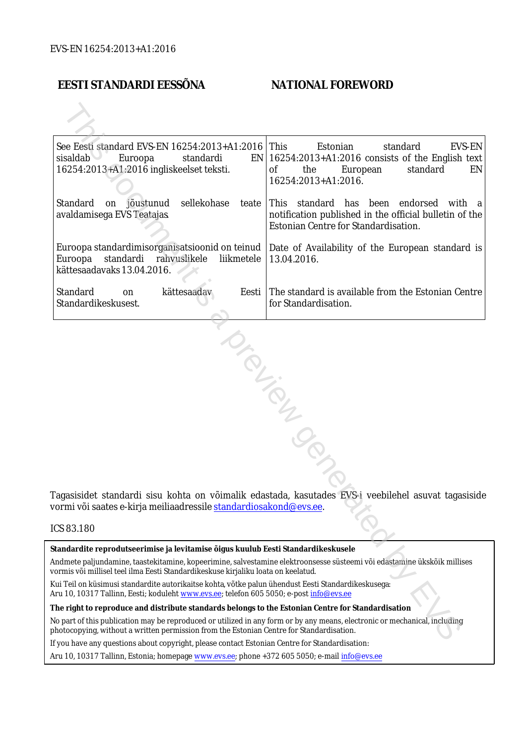EVS-EN 16254:2013+A1:2016

| EESTI STANDARDI EESSÕNA | NATIONAL FOREWORD |
|---|---|
| See Eesti standard EVS-EN 16254:2013+A1:2016 sisaldab Euroopa standardi EN 16254:2013+A1:2016 ingliskeelset teksti. | This Estonian standard EVS-EN 16254:2013+A1:2016 consists of the English text of the European standard EN 16254:2013+A1:2016. |
| Standard on jõustunud sellekohase teate avaldamisega EVS Teatajas. | This standard has been endorsed with a notification published in the official bulletin of the Estonian Centre for Standardisation. |
| Euroopa standardimisorganisatsioonid on teinud Euroopa standardi rahvuslikele liikmetele kättesaadavaks 13.04.2016. | Date of Availability of the European standard is 13.04.2016. |
| Standard on kättesaadav Eesti Standardikeskusest. | The standard is available from the Estonian Centre for Standardisation. |

Tagasisidet standardi sisu kohta on võimalik edastada, kasutades EVS-i veebilehel asuvat tagasiside vormi või saates e-kirja meiliaadressile standardiosakond@evs.ee.

ICS 83.180

**Standardite reprodutseerimise ja levitamise õigus kuulub Eesti Standardikeskusele**

Andmete paljundamine, taastekitamine, kopeerimine, salvestamine elektroonsesse süsteemi või edastamine ükskõik millises vormis või millisel teel ilma Eesti Standardikeskuse kirjaliku loata on keelatud.

Kui Teil on küsimusi standardite autorikaitse kohta, võtke palun ühendust Eesti Standardikeskusega:
Aru 10, 10317 Tallinn, Eesti; koduleht www.evs.ee; telefon 605 5050; e-post info@evs.ee

**The right to reproduce and distribute standards belongs to the Estonian Centre for Standardisation**

No part of this publication may be reproduced or utilized in any form or by any means, electronic or mechanical, including photocopying, without a written permission from the Estonian Centre for Standardisation.

If you have any questions about copyright, please contact Estonian Centre for Standardisation:

Aru 10, 10317 Tallinn, Estonia; homepage www.evs.ee; phone +372 605 5050; e-mail info@evs.ee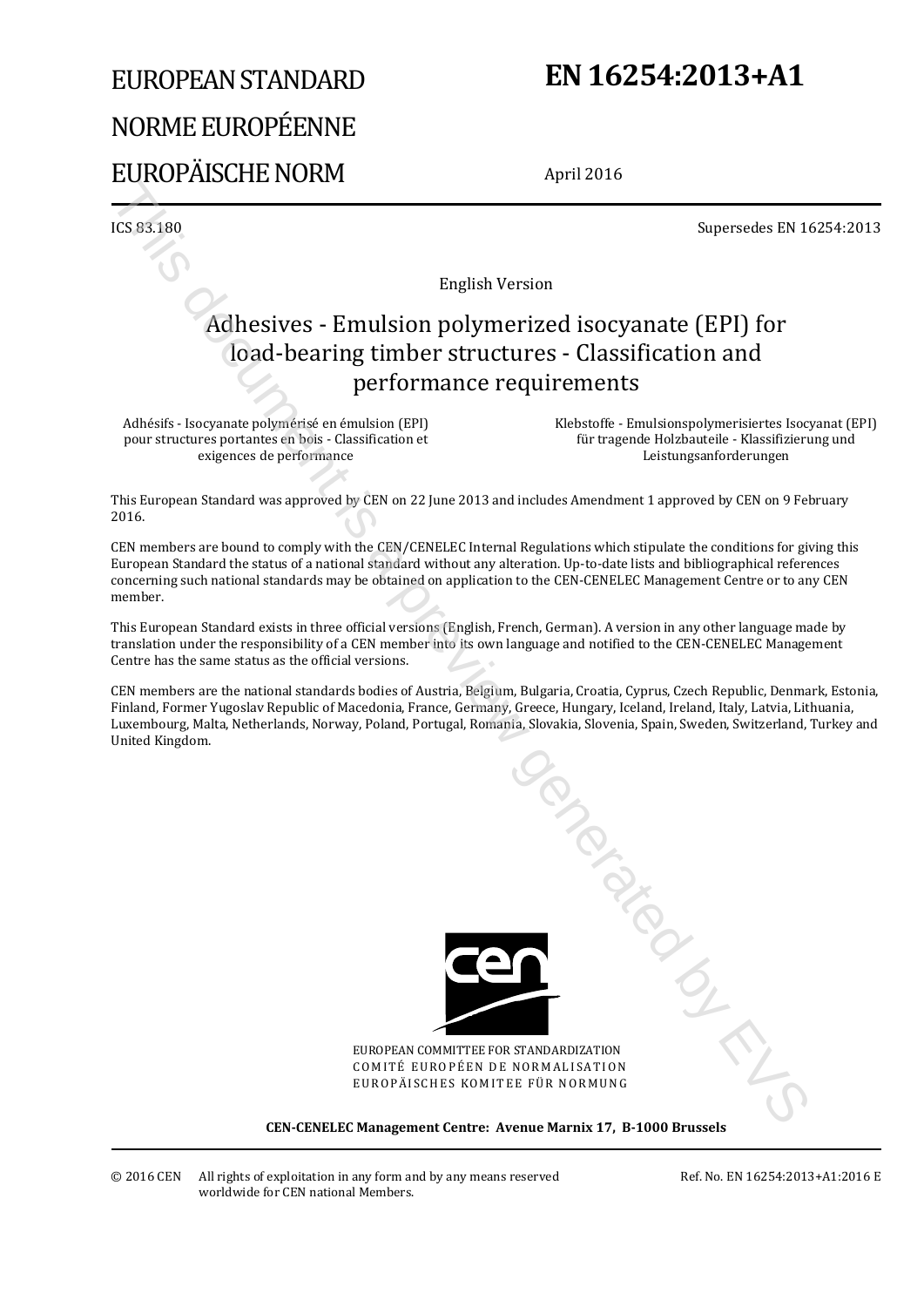# EUROPEAN STANDARD
# NORME EUROPÉENNE
# EUROPÄISCHE NORM

# EN 16254:2013+A1

April 2016

ICS 83.180

Supersedes EN 16254:2013

English Version

## Adhesives - Emulsion polymerized isocyanate (EPI) for load-bearing timber structures - Classification and performance requirements

Adhésifs - Isocyanate polymérisé en émulsion (EPI) pour structures portantes en bois - Classification et exigences de performance

Klebstoffe - Emulsionspolymerisiertes Isocyanat (EPI) für tragende Holzbauteile - Klassifizierung und Leistungsanforderungen

This European Standard was approved by CEN on 22 June 2013 and includes Amendment 1 approved by CEN on 9 February 2016.

CEN members are bound to comply with the CEN/CENELEC Internal Regulations which stipulate the conditions for giving this European Standard the status of a national standard without any alteration. Up-to-date lists and bibliographical references concerning such national standards may be obtained on application to the CEN-CENELEC Management Centre or to any CEN member.

This European Standard exists in three official versions (English, French, German). A version in any other language made by translation under the responsibility of a CEN member into its own language and notified to the CEN-CENELEC Management Centre has the same status as the official versions.

CEN members are the national standards bodies of Austria, Belgium, Bulgaria, Croatia, Cyprus, Czech Republic, Denmark, Estonia, Finland, Former Yugoslav Republic of Macedonia, France, Germany, Greece, Hungary, Iceland, Ireland, Italy, Latvia, Lithuania, Luxembourg, Malta, Netherlands, Norway, Poland, Portugal, Romania, Slovakia, Slovenia, Spain, Sweden, Switzerland, Turkey and United Kingdom.

EUROPEAN COMMITTEE FOR STANDARDIZATION
COMITÉ EUROPÉEN DE NORMALISATION
EUROPÄISCHES KOMITEE FÜR NORMUNG

**CEN-CENELEC Management Centre: Avenue Marnix 17, B-1000 Brussels**

© 2016 CEN All rights of exploitation in any form and by any means reserved worldwide for CEN national Members.

Ref. No. EN 16254:2013+A1:2016 E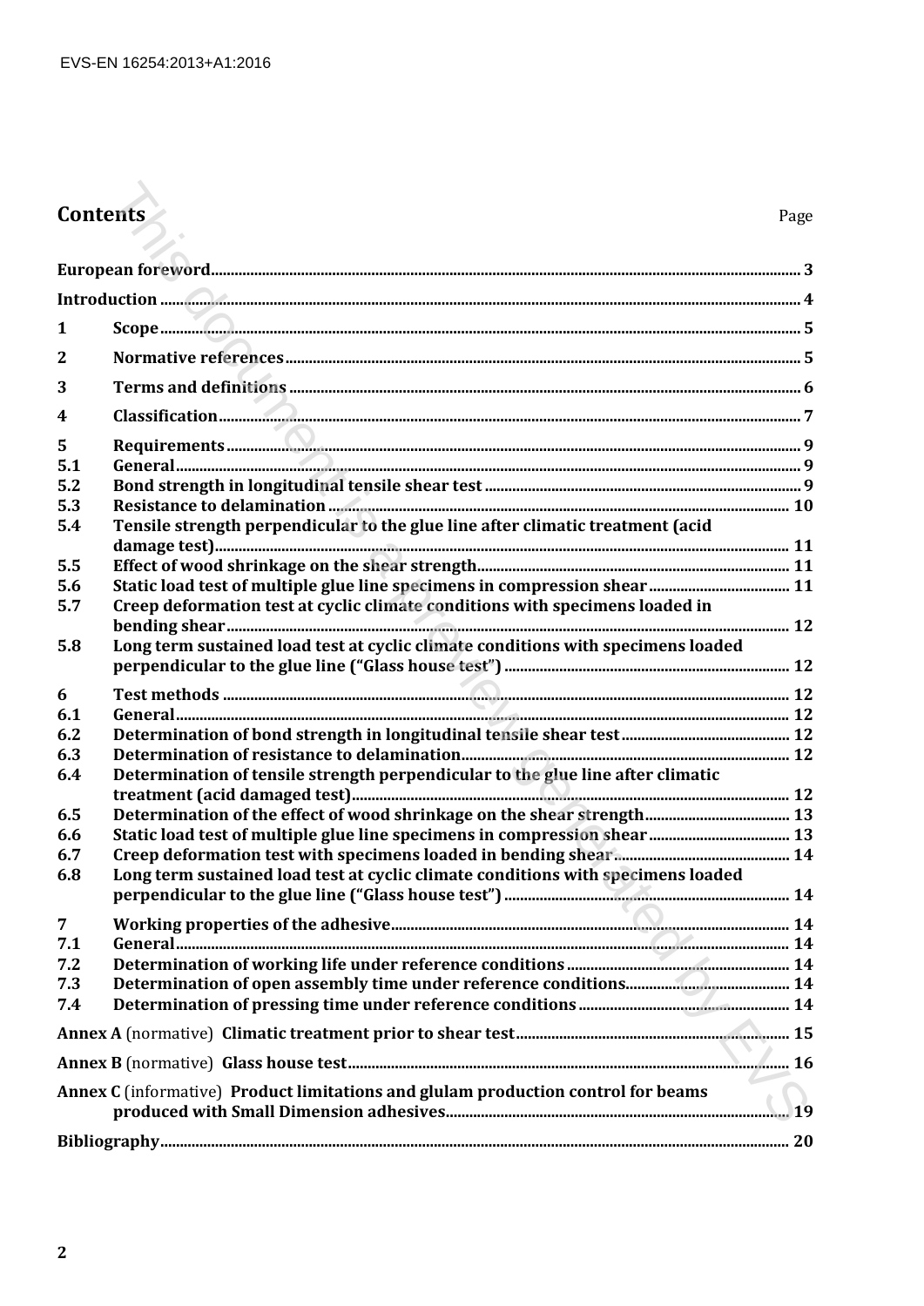## Contents

| | | Page |
|---|---|---|
| **European foreword** | | **3** |
| **Introduction** | | **4** |
| **1** | **Scope** | **5** |
| **2** | **Normative references** | **5** |
| **3** | **Terms and definitions** | **6** |
| **4** | **Classification** | **7** |
| **5** | **Requirements** | **9** |
| **5.1** | **General** | **9** |
| **5.2** | **Bond strength in longitudinal tensile shear test** | **9** |
| **5.3** | **Resistance to delamination** | **10** |
| **5.4** | **Tensile strength perpendicular to the glue line after climatic treatment (acid damage test)** | **11** |
| **5.5** | **Effect of wood shrinkage on the shear strength** | **11** |
| **5.6** | **Static load test of multiple glue line specimens in compression shear** | **11** |
| **5.7** | **Creep deformation test at cyclic climate conditions with specimens loaded in bending shear** | **12** |
| **5.8** | **Long term sustained load test at cyclic climate conditions with specimens loaded perpendicular to the glue line ("Glass house test")** | **12** |
| **6** | **Test methods** | **12** |
| **6.1** | **General** | **12** |
| **6.2** | **Determination of bond strength in longitudinal tensile shear test** | **12** |
| **6.3** | **Determination of resistance to delamination** | **12** |
| **6.4** | **Determination of tensile strength perpendicular to the glue line after climatic treatment (acid damaged test)** | **12** |
| **6.5** | **Determination of the effect of wood shrinkage on the shear strength** | **13** |
| **6.6** | **Static load test of multiple glue line specimens in compression shear** | **13** |
| **6.7** | **Creep deformation test with specimens loaded in bending shear** | **14** |
| **6.8** | **Long term sustained load test at cyclic climate conditions with specimens loaded perpendicular to the glue line ("Glass house test")** | **14** |
| **7** | **Working properties of the adhesive** | **14** |
| **7.1** | **General** | **14** |
| **7.2** | **Determination of working life under reference conditions** | **14** |
| **7.3** | **Determination of open assembly time under reference conditions** | **14** |
| **7.4** | **Determination of pressing time under reference conditions** | **14** |
| **Annex A** (normative) **Climatic treatment prior to shear test** | | **15** |
| **Annex B** (normative) **Glass house test** | | **16** |
| **Annex C** (informative) **Product limitations and glulam production control for beams produced with Small Dimension adhesives** | | **19** |
| **Bibliography** | | **20** |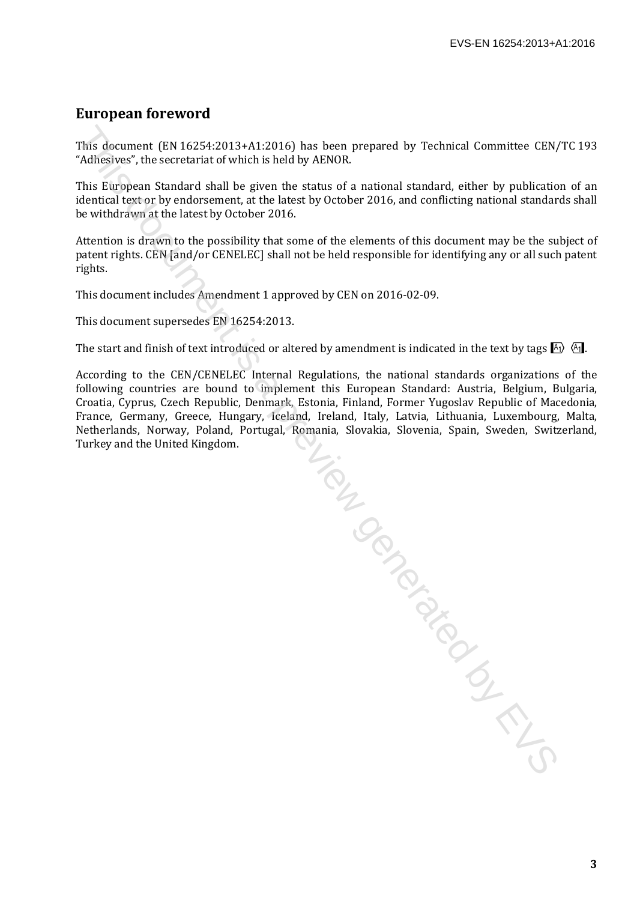## European foreword

This document (EN 16254:2013+A1:2016) has been prepared by Technical Committee CEN/TC 193 "Adhesives", the secretariat of which is held by AENOR.

This European Standard shall be given the status of a national standard, either by publication of an identical text or by endorsement, at the latest by October 2016, and conflicting national standards shall be withdrawn at the latest by October 2016.

Attention is drawn to the possibility that some of the elements of this document may be the subject of patent rights. CEN [and/or CENELEC] shall not be held responsible for identifying any or all such patent rights.

This document includes Amendment 1 approved by CEN on 2016-02-09.

This document supersedes EN 16254:2013.

The start and finish of text introduced or altered by amendment is indicated in the text by tags A1 A1.

According to the CEN/CENELEC Internal Regulations, the national standards organizations of the following countries are bound to implement this European Standard: Austria, Belgium, Bulgaria, Croatia, Cyprus, Czech Republic, Denmark, Estonia, Finland, Former Yugoslav Republic of Macedonia, France, Germany, Greece, Hungary, Iceland, Ireland, Italy, Latvia, Lithuania, Luxembourg, Malta, Netherlands, Norway, Poland, Portugal, Romania, Slovakia, Slovenia, Spain, Sweden, Switzerland, Turkey and the United Kingdom.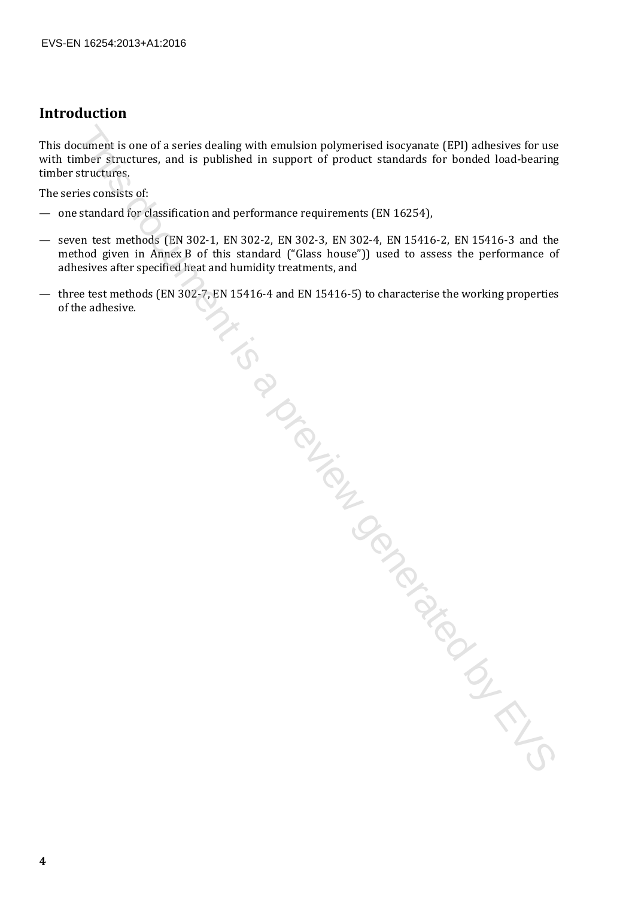## Introduction

This document is one of a series dealing with emulsion polymerised isocyanate (EPI) adhesives for use with timber structures, and is published in support of product standards for bonded load-bearing timber structures.

The series consists of:

— one standard for classification and performance requirements (EN 16254),

— seven test methods (EN 302-1, EN 302-2, EN 302-3, EN 302-4, EN 15416-2, EN 15416-3 and the method given in Annex B of this standard ("Glass house")) used to assess the performance of adhesives after specified heat and humidity treatments, and

— three test methods (EN 302-7, EN 15416-4 and EN 15416-5) to characterise the working properties of the adhesive.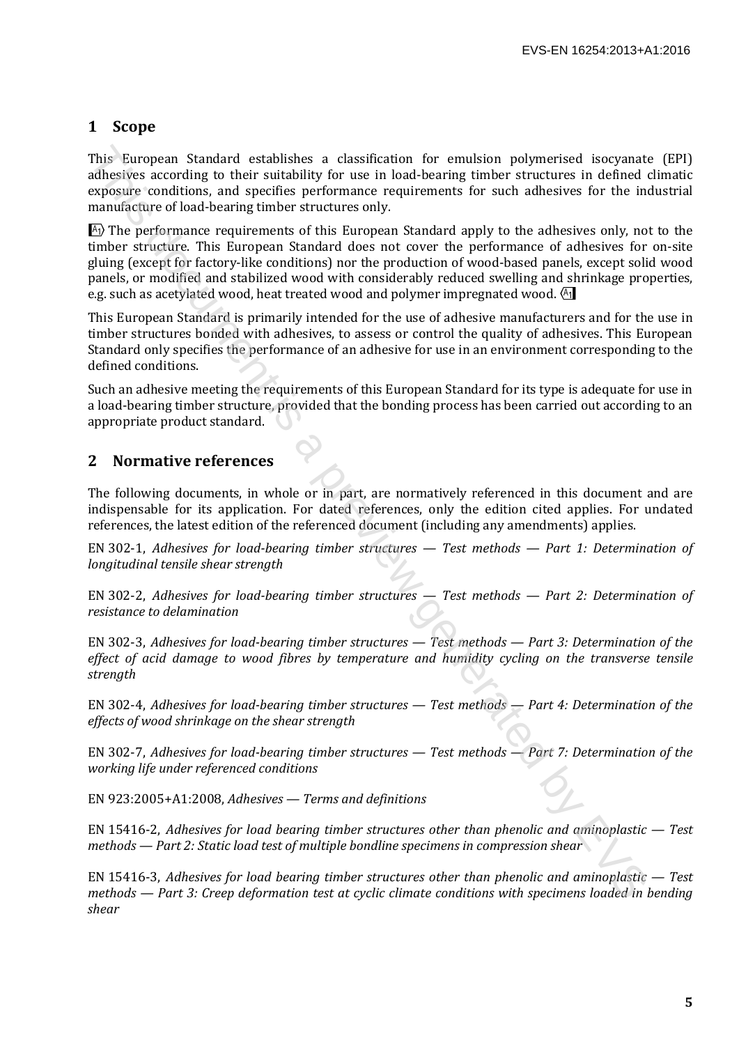## 1 Scope

This European Standard establishes a classification for emulsion polymerised isocyanate (EPI) adhesives according to their suitability for use in load-bearing timber structures in defined climatic exposure conditions, and specifies performance requirements for such adhesives for the industrial manufacture of load-bearing timber structures only.

[A1] The performance requirements of this European Standard apply to the adhesives only, not to the timber structure. This European Standard does not cover the performance of adhesives for on-site gluing (except for factory-like conditions) nor the production of wood-based panels, except solid wood panels, or modified and stabilized wood with considerably reduced swelling and shrinkage properties, e.g. such as acetylated wood, heat treated wood and polymer impregnated wood. [A1]

This European Standard is primarily intended for the use of adhesive manufacturers and for the use in timber structures bonded with adhesives, to assess or control the quality of adhesives. This European Standard only specifies the performance of an adhesive for use in an environment corresponding to the defined conditions.

Such an adhesive meeting the requirements of this European Standard for its type is adequate for use in a load-bearing timber structure, provided that the bonding process has been carried out according to an appropriate product standard.

## 2 Normative references

The following documents, in whole or in part, are normatively referenced in this document and are indispensable for its application. For dated references, only the edition cited applies. For undated references, the latest edition of the referenced document (including any amendments) applies.

EN 302-1, *Adhesives for load-bearing timber structures — Test methods — Part 1: Determination of longitudinal tensile shear strength*

EN 302-2, *Adhesives for load-bearing timber structures — Test methods — Part 2: Determination of resistance to delamination*

EN 302-3, *Adhesives for load-bearing timber structures — Test methods — Part 3: Determination of the effect of acid damage to wood fibres by temperature and humidity cycling on the transverse tensile strength*

EN 302-4, *Adhesives for load-bearing timber structures — Test methods — Part 4: Determination of the effects of wood shrinkage on the shear strength*

EN 302-7, *Adhesives for load-bearing timber structures — Test methods — Part 7: Determination of the working life under referenced conditions*

EN 923:2005+A1:2008, *Adhesives — Terms and definitions*

EN 15416-2, *Adhesives for load bearing timber structures other than phenolic and aminoplastic — Test methods — Part 2: Static load test of multiple bondline specimens in compression shear*

EN 15416-3, *Adhesives for load bearing timber structures other than phenolic and aminoplastic — Test methods — Part 3: Creep deformation test at cyclic climate conditions with specimens loaded in bending shear*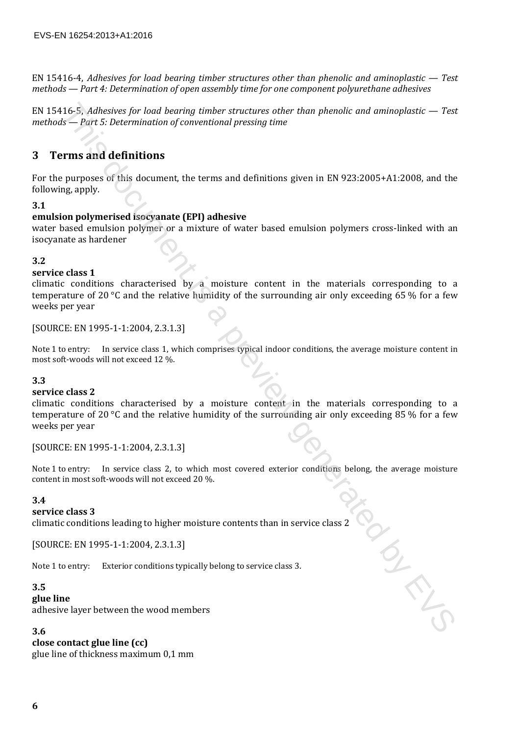EN 15416-4, *Adhesives for load bearing timber structures other than phenolic and aminoplastic — Test methods — Part 4: Determination of open assembly time for one component polyurethane adhesives*

EN 15416-5, *Adhesives for load bearing timber structures other than phenolic and aminoplastic — Test methods — Part 5: Determination of conventional pressing time*

## 3 Terms and definitions

For the purposes of this document, the terms and definitions given in EN 923:2005+A1:2008, and the following, apply.

**3.1**

**emulsion polymerised isocyanate (EPI) adhesive**

water based emulsion polymer or a mixture of water based emulsion polymers cross-linked with an isocyanate as hardener

**3.2**

**service class 1**

climatic conditions characterised by a moisture content in the materials corresponding to a temperature of 20 °C and the relative humidity of the surrounding air only exceeding 65 % for a few weeks per year

[SOURCE: EN 1995-1-1:2004, 2.3.1.3]

Note 1 to entry: In service class 1, which comprises typical indoor conditions, the average moisture content in most soft-woods will not exceed 12 %.

**3.3**

**service class 2**

climatic conditions characterised by a moisture content in the materials corresponding to a temperature of 20 °C and the relative humidity of the surrounding air only exceeding 85 % for a few weeks per year

[SOURCE: EN 1995-1-1:2004, 2.3.1.3]

Note 1 to entry: In service class 2, to which most covered exterior conditions belong, the average moisture content in most soft-woods will not exceed 20 %.

**3.4**

**service class 3**

climatic conditions leading to higher moisture contents than in service class 2

[SOURCE: EN 1995-1-1:2004, 2.3.1.3]

Note 1 to entry: Exterior conditions typically belong to service class 3.

**3.5**

**glue line**

adhesive layer between the wood members

**3.6**

**close contact glue line (cc)**

glue line of thickness maximum 0,1 mm